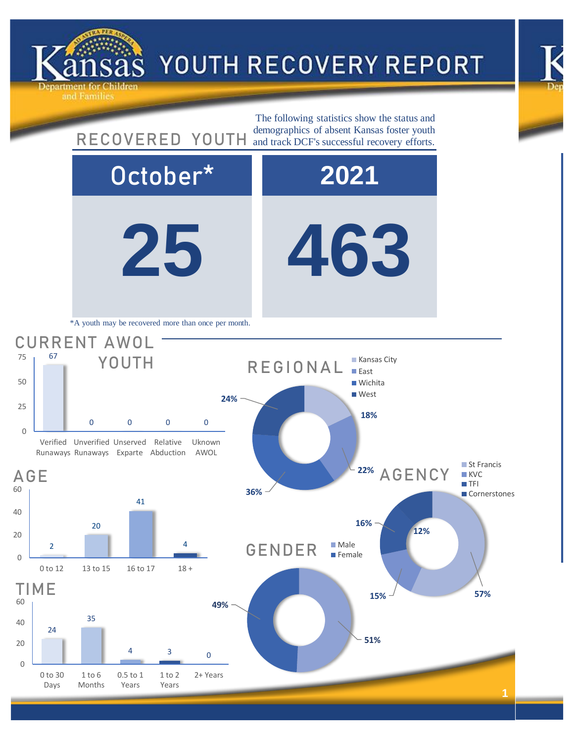# Kansas Department for Children and Families — YOUTH RECOVERY REPORT

## RECOVERED YOUTH

The following statistics show the status and demographics of absent Kansas foster youth and track DCF's successful recovery efforts.

| October* | 2021 |
| --- | --- |
| 25 | 463 |

*A youth may be recovered more than once per month.

## CURRENT AWOL YOUTH

| Category | Count |
| --- | --- |
| Verified Runaways | 67 |
| Unverified Runaways | 0 |
| Unserved Exparte | 0 |
| Relative Abduction | 0 |
| Uknown AWOL | 0 |

## REGIONAL

| Region | Percent |
| --- | --- |
| Kansas City | 18% |
| East | 22% |
| Wichita | 36% |
| West | 24% |

## AGE

| Age | Count |
| --- | --- |
| 0 to 12 | 2 |
| 13 to 15 | 20 |
| 16 to 17 | 41 |
| 18 + | 4 |

## AGENCY

| Agency | Percent |
| --- | --- |
| St Francis | 57% |
| KVC | 15% |
| TFI | 16% |
| Cornerstones | 12% |

## GENDER

| Gender | Percent |
| --- | --- |
| Male | 51% |
| Female | 49% |

## TIME

| Time | Count |
| --- | --- |
| 0 to 30 Days | 24 |
| 1 to 6 Months | 35 |
| 0.5 to 1 Years | 4 |
| 1 to 2 Years | 3 |
| 2+ Years | 0 |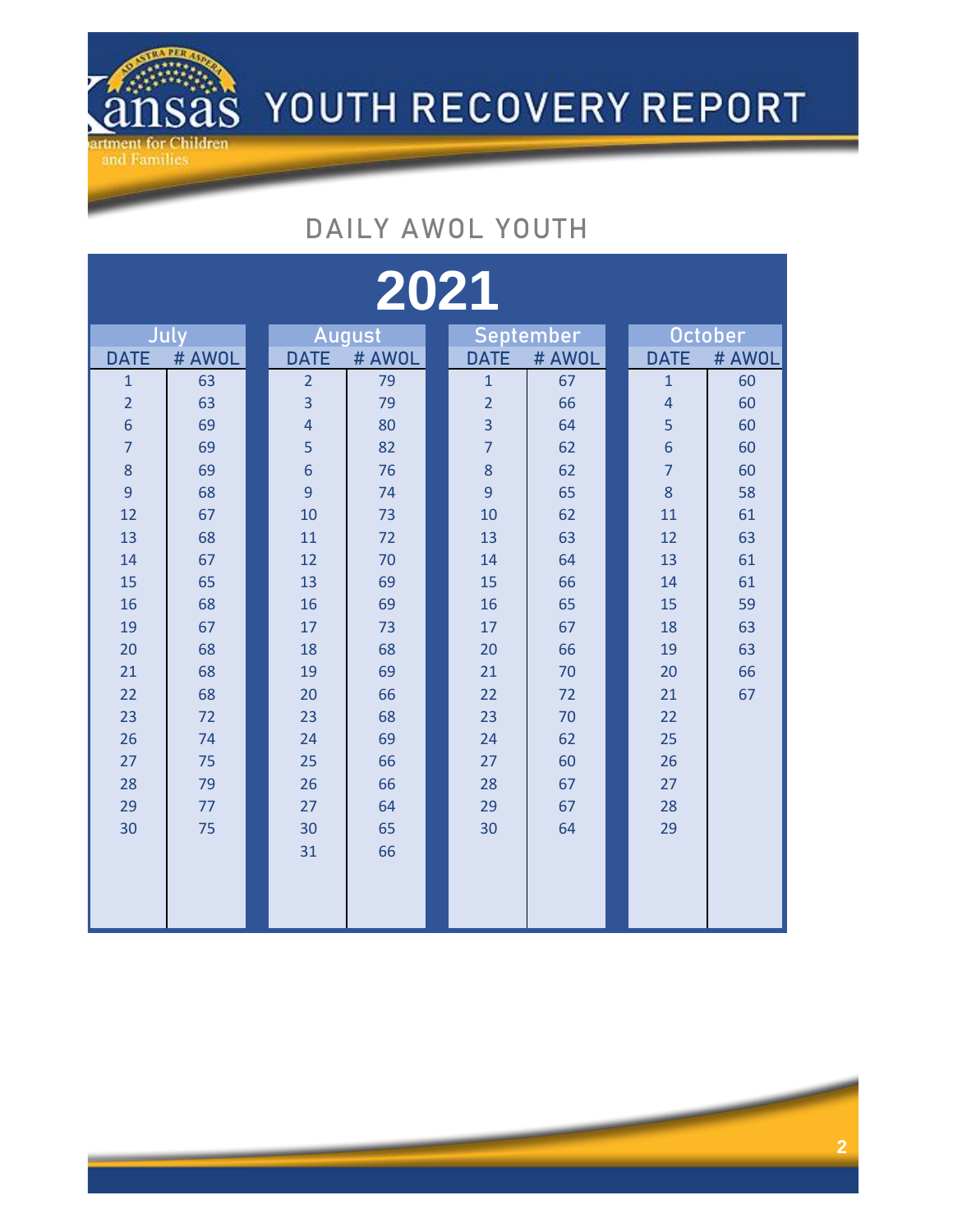# YOUTH RECOVERY REPORT

Kansas Department for Children and Families

## DAILY AWOL YOUTH

## 2021

| July | | August | | September | | October | |
|---|---|---|---|---|---|---|---|
| DATE | # AWOL | DATE | # AWOL | DATE | # AWOL | DATE | # AWOL |
| 1 | 63 | 2 | 79 | 1 | 67 | 1 | 60 |
| 2 | 63 | 3 | 79 | 2 | 66 | 4 | 60 |
| 6 | 69 | 4 | 80 | 3 | 64 | 5 | 60 |
| 7 | 69 | 5 | 82 | 7 | 62 | 6 | 60 |
| 8 | 69 | 6 | 76 | 8 | 62 | 7 | 60 |
| 9 | 68 | 9 | 74 | 9 | 65 | 8 | 58 |
| 12 | 67 | 10 | 73 | 10 | 62 | 11 | 61 |
| 13 | 68 | 11 | 72 | 13 | 63 | 12 | 63 |
| 14 | 67 | 12 | 70 | 14 | 64 | 13 | 61 |
| 15 | 65 | 13 | 69 | 15 | 66 | 14 | 61 |
| 16 | 68 | 16 | 69 | 16 | 65 | 15 | 59 |
| 19 | 67 | 17 | 73 | 17 | 67 | 18 | 63 |
| 20 | 68 | 18 | 68 | 20 | 66 | 19 | 63 |
| 21 | 68 | 19 | 69 | 21 | 70 | 20 | 66 |
| 22 | 68 | 20 | 66 | 22 | 72 | 21 | 67 |
| 23 | 72 | 23 | 68 | 23 | 70 | 22 | |
| 26 | 74 | 24 | 69 | 24 | 62 | 25 | |
| 27 | 75 | 25 | 66 | 27 | 60 | 26 | |
| 28 | 79 | 26 | 66 | 28 | 67 | 27 | |
| 29 | 77 | 27 | 64 | 29 | 67 | 28 | |
| 30 | 75 | 30 | 65 | 30 | 64 | 29 | |
| | | 31 | 66 | | | | |